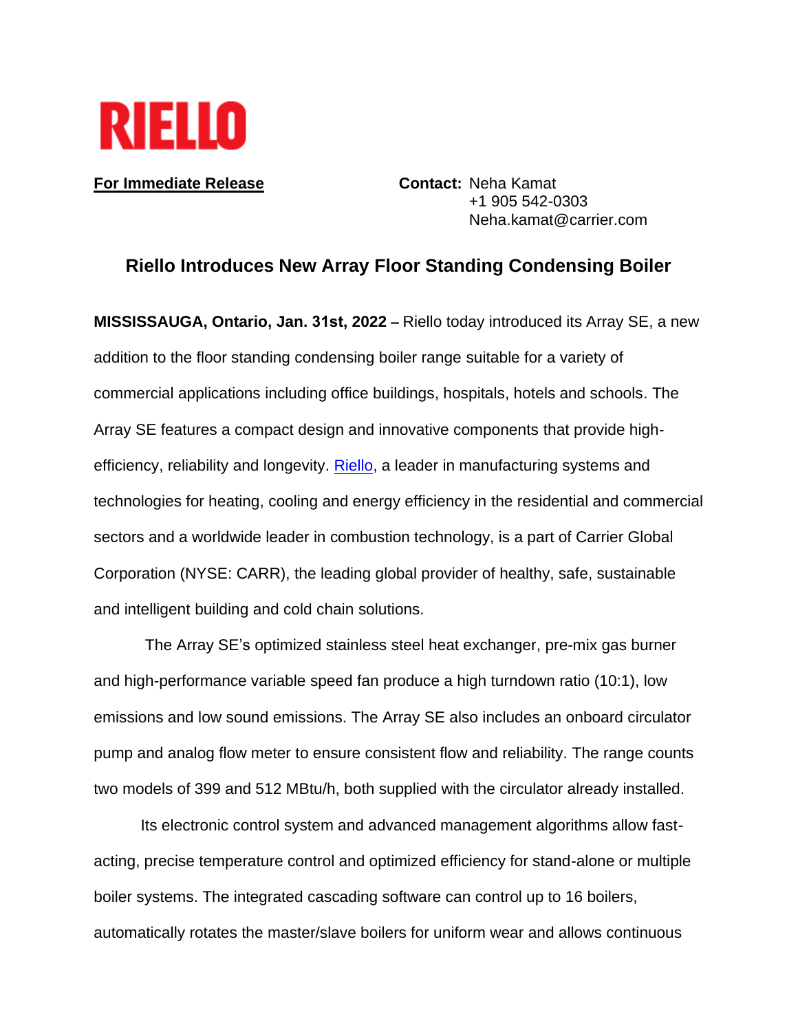RIELLO

**For Immediate Release**

**Contact:** Neha Kamat
+1 905 542-0303
Neha.kamat@carrier.com

## Riello Introduces New Array Floor Standing Condensing Boiler

**MISSISSAUGA, Ontario, Jan. 31st, 2022 –** Riello today introduced its Array SE, a new addition to the floor standing condensing boiler range suitable for a variety of commercial applications including office buildings, hospitals, hotels and schools. The Array SE features a compact design and innovative components that provide high-efficiency, reliability and longevity. Riello, a leader in manufacturing systems and technologies for heating, cooling and energy efficiency in the residential and commercial sectors and a worldwide leader in combustion technology, is a part of Carrier Global Corporation (NYSE: CARR), the leading global provider of healthy, safe, sustainable and intelligent building and cold chain solutions.

The Array SE's optimized stainless steel heat exchanger, pre-mix gas burner and high-performance variable speed fan produce a high turndown ratio (10:1), low emissions and low sound emissions. The Array SE also includes an onboard circulator pump and analog flow meter to ensure consistent flow and reliability. The range counts two models of 399 and 512 MBtu/h, both supplied with the circulator already installed.

Its electronic control system and advanced management algorithms allow fast-acting, precise temperature control and optimized efficiency for stand-alone or multiple boiler systems. The integrated cascading software can control up to 16 boilers, automatically rotates the master/slave boilers for uniform wear and allows continuous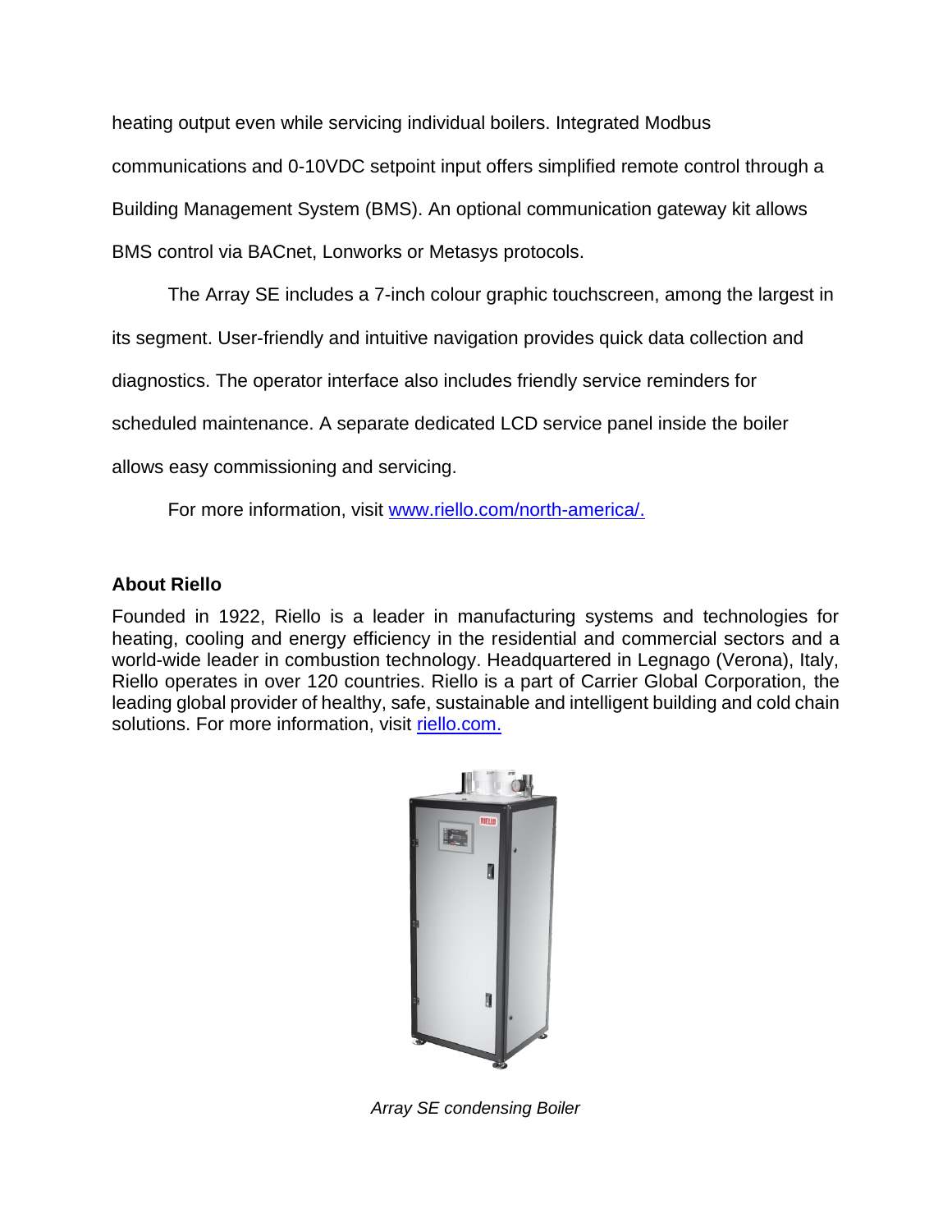heating output even while servicing individual boilers. Integrated Modbus communications and 0-10VDC setpoint input offers simplified remote control through a Building Management System (BMS). An optional communication gateway kit allows BMS control via BACnet, Lonworks or Metasys protocols.

The Array SE includes a 7-inch colour graphic touchscreen, among the largest in its segment. User-friendly and intuitive navigation provides quick data collection and diagnostics. The operator interface also includes friendly service reminders for scheduled maintenance. A separate dedicated LCD service panel inside the boiler allows easy commissioning and servicing.

For more information, visit [www.riello.com/north-america/.](www.riello.com/north-america/)

**About Riello**

Founded in 1922, Riello is a leader in manufacturing systems and technologies for heating, cooling and energy efficiency in the residential and commercial sectors and a world-wide leader in combustion technology. Headquartered in Legnago (Verona), Italy, Riello operates in over 120 countries. Riello is a part of Carrier Global Corporation, the leading global provider of healthy, safe, sustainable and intelligent building and cold chain solutions. For more information, visit [riello.com.](riello.com)

*Array SE condensing Boiler*